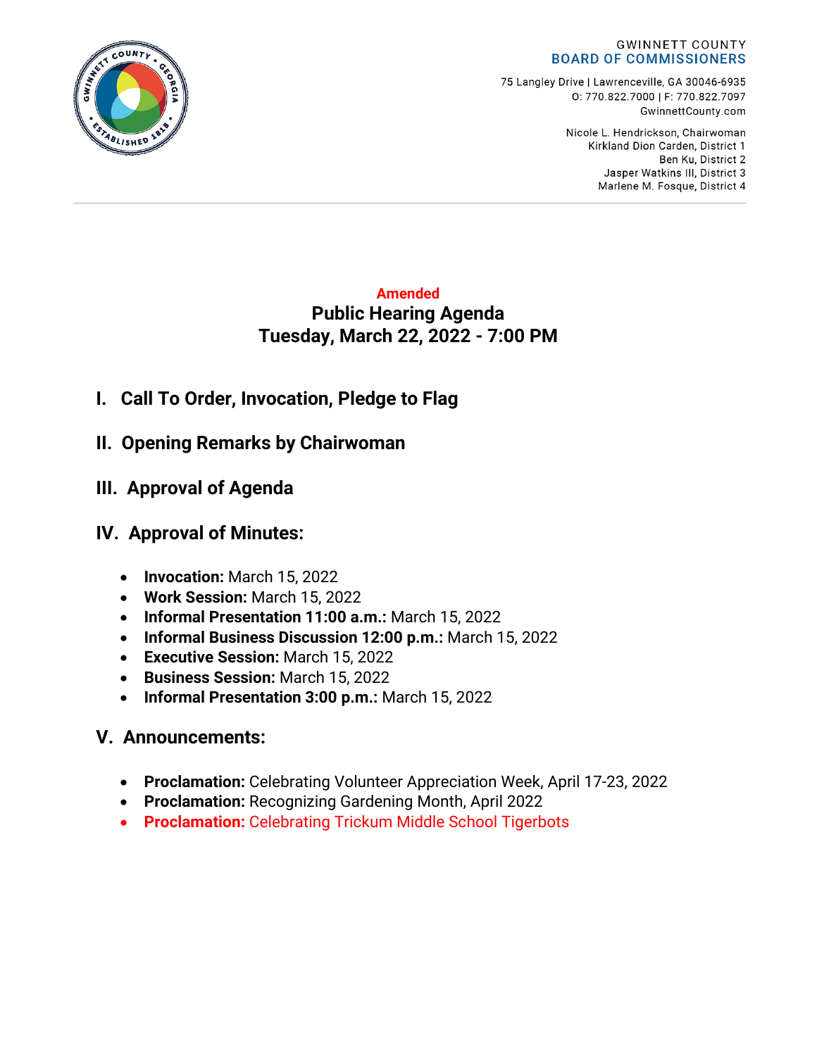GWINNETT COUNTY
BOARD OF COMMISSIONERS

75 Langley Drive | Lawrenceville, GA 30046-6935
O: 770.822.7000 | F: 770.822.7097
GwinnettCounty.com

Nicole L. Hendrickson, Chairwoman
Kirkland Dion Carden, District 1
Ben Ku, District 2
Jasper Watkins III, District 3
Marlene M. Fosque, District 4

**Amended**

# Public Hearing Agenda
# Tuesday, March 22, 2022 - 7:00 PM

## I. Call To Order, Invocation, Pledge to Flag

## II. Opening Remarks by Chairwoman

## III. Approval of Agenda

## IV. Approval of Minutes:

- **Invocation:** March 15, 2022
- **Work Session:** March 15, 2022
- **Informal Presentation 11:00 a.m.:** March 15, 2022
- **Informal Business Discussion 12:00 p.m.:** March 15, 2022
- **Executive Session:** March 15, 2022
- **Business Session:** March 15, 2022
- **Informal Presentation 3:00 p.m.:** March 15, 2022

## V. Announcements:

- **Proclamation:** Celebrating Volunteer Appreciation Week, April 17-23, 2022
- **Proclamation:** Recognizing Gardening Month, April 2022
- **Proclamation:** Celebrating Trickum Middle School Tigerbots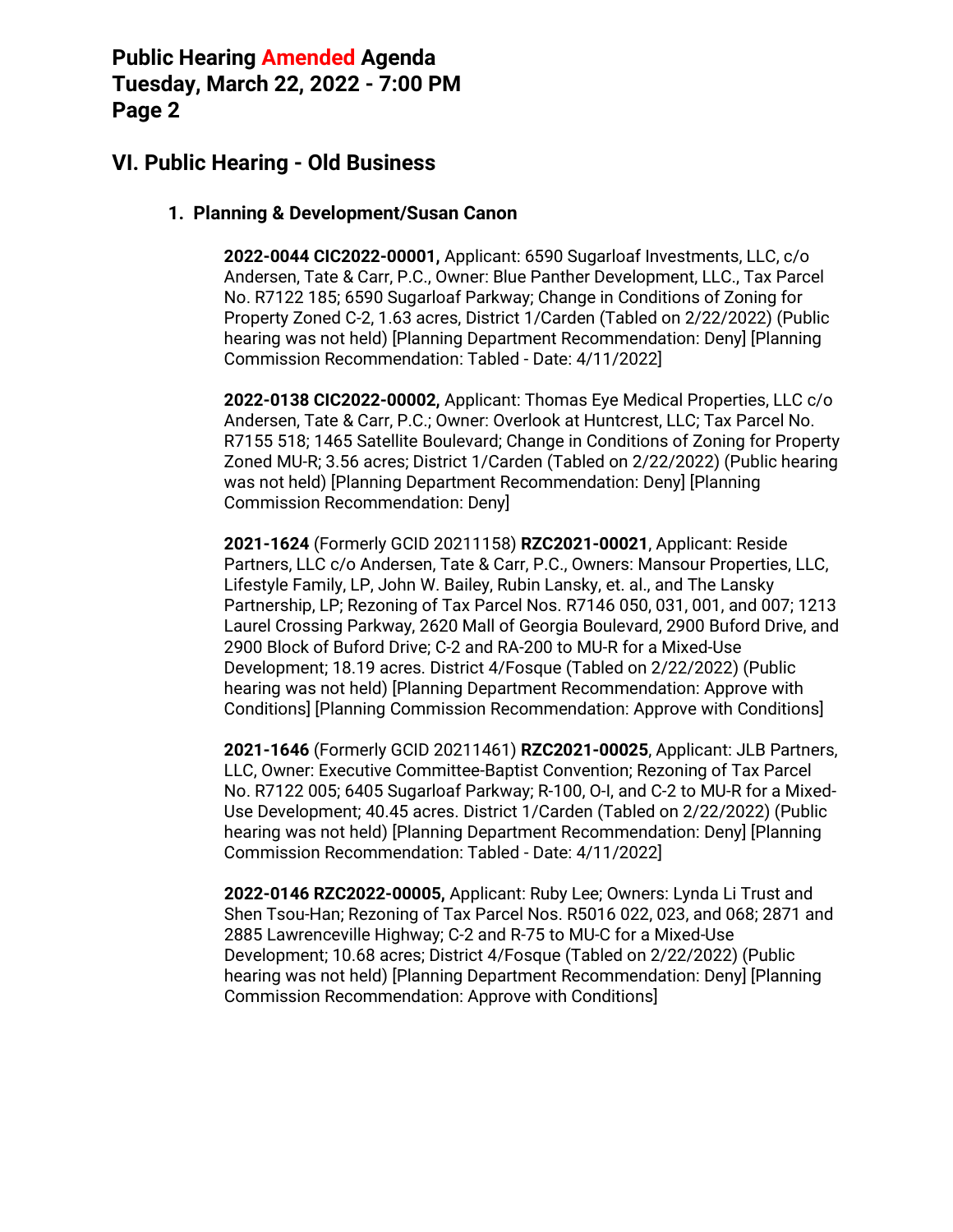## VI. Public Hearing - Old Business

### 1. Planning & Development/Susan Canon

**2022-0044 CIC2022-00001,** Applicant: 6590 Sugarloaf Investments, LLC, c/o Andersen, Tate & Carr, P.C., Owner: Blue Panther Development, LLC., Tax Parcel No. R7122 185; 6590 Sugarloaf Parkway; Change in Conditions of Zoning for Property Zoned C-2, 1.63 acres, District 1/Carden (Tabled on 2/22/2022) (Public hearing was not held) [Planning Department Recommendation: Deny] [Planning Commission Recommendation: Tabled - Date: 4/11/2022]

**2022-0138 CIC2022-00002,** Applicant: Thomas Eye Medical Properties, LLC c/o Andersen, Tate & Carr, P.C.; Owner: Overlook at Huntcrest, LLC; Tax Parcel No. R7155 518; 1465 Satellite Boulevard; Change in Conditions of Zoning for Property Zoned MU-R; 3.56 acres; District 1/Carden (Tabled on 2/22/2022) (Public hearing was not held) [Planning Department Recommendation: Deny] [Planning Commission Recommendation: Deny]

**2021-1624** (Formerly GCID 20211158) **RZC2021-00021**, Applicant: Reside Partners, LLC c/o Andersen, Tate & Carr, P.C., Owners: Mansour Properties, LLC, Lifestyle Family, LP, John W. Bailey, Rubin Lansky, et. al., and The Lansky Partnership, LP; Rezoning of Tax Parcel Nos. R7146 050, 031, 001, and 007; 1213 Laurel Crossing Parkway, 2620 Mall of Georgia Boulevard, 2900 Buford Drive, and 2900 Block of Buford Drive; C-2 and RA-200 to MU-R for a Mixed-Use Development; 18.19 acres. District 4/Fosque (Tabled on 2/22/2022) (Public hearing was not held) [Planning Department Recommendation: Approve with Conditions] [Planning Commission Recommendation: Approve with Conditions]

**2021-1646** (Formerly GCID 20211461) **RZC2021-00025**, Applicant: JLB Partners, LLC, Owner: Executive Committee-Baptist Convention; Rezoning of Tax Parcel No. R7122 005; 6405 Sugarloaf Parkway; R-100, O-I, and C-2 to MU-R for a Mixed-Use Development; 40.45 acres. District 1/Carden (Tabled on 2/22/2022) (Public hearing was not held) [Planning Department Recommendation: Deny] [Planning Commission Recommendation: Tabled - Date: 4/11/2022]

**2022-0146 RZC2022-00005,** Applicant: Ruby Lee; Owners: Lynda Li Trust and Shen Tsou-Han; Rezoning of Tax Parcel Nos. R5016 022, 023, and 068; 2871 and 2885 Lawrenceville Highway; C-2 and R-75 to MU-C for a Mixed-Use Development; 10.68 acres; District 4/Fosque (Tabled on 2/22/2022) (Public hearing was not held) [Planning Department Recommendation: Deny] [Planning Commission Recommendation: Approve with Conditions]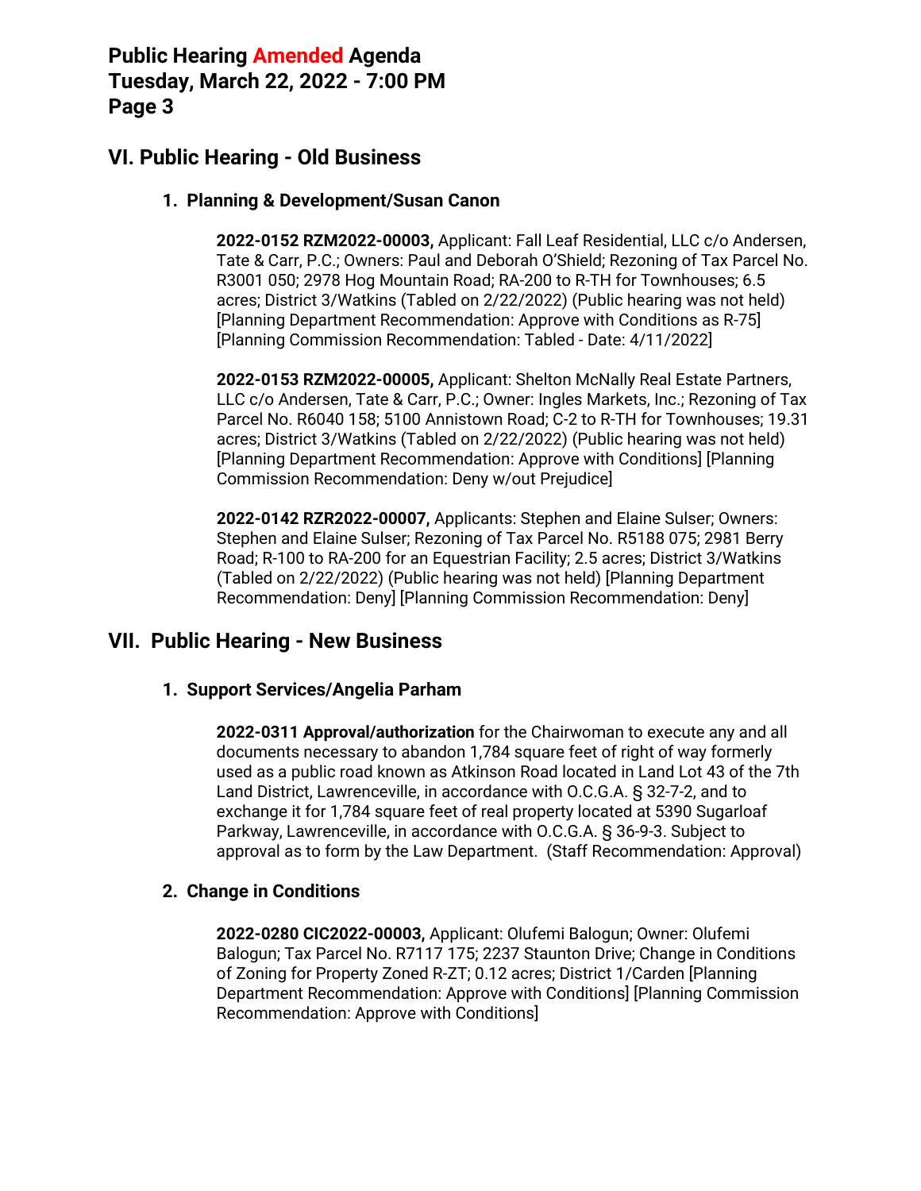## VI. Public Hearing - Old Business

### 1. Planning & Development/Susan Canon

**2022-0152 RZM2022-00003,** Applicant: Fall Leaf Residential, LLC c/o Andersen, Tate & Carr, P.C.; Owners: Paul and Deborah O'Shield; Rezoning of Tax Parcel No. R3001 050; 2978 Hog Mountain Road; RA-200 to R-TH for Townhouses; 6.5 acres; District 3/Watkins (Tabled on 2/22/2022) (Public hearing was not held) [Planning Department Recommendation: Approve with Conditions as R-75] [Planning Commission Recommendation: Tabled - Date: 4/11/2022]

**2022-0153 RZM2022-00005,** Applicant: Shelton McNally Real Estate Partners, LLC c/o Andersen, Tate & Carr, P.C.; Owner: Ingles Markets, Inc.; Rezoning of Tax Parcel No. R6040 158; 5100 Annistown Road; C-2 to R-TH for Townhouses; 19.31 acres; District 3/Watkins (Tabled on 2/22/2022) (Public hearing was not held) [Planning Department Recommendation: Approve with Conditions] [Planning Commission Recommendation: Deny w/out Prejudice]

**2022-0142 RZR2022-00007,** Applicants: Stephen and Elaine Sulser; Owners: Stephen and Elaine Sulser; Rezoning of Tax Parcel No. R5188 075; 2981 Berry Road; R-100 to RA-200 for an Equestrian Facility; 2.5 acres; District 3/Watkins (Tabled on 2/22/2022) (Public hearing was not held) [Planning Department Recommendation: Deny] [Planning Commission Recommendation: Deny]

## VII. Public Hearing - New Business

### 1. Support Services/Angelia Parham

**2022-0311 Approval/authorization** for the Chairwoman to execute any and all documents necessary to abandon 1,784 square feet of right of way formerly used as a public road known as Atkinson Road located in Land Lot 43 of the 7th Land District, Lawrenceville, in accordance with O.C.G.A. § 32-7-2, and to exchange it for 1,784 square feet of real property located at 5390 Sugarloaf Parkway, Lawrenceville, in accordance with O.C.G.A. § 36-9-3. Subject to approval as to form by the Law Department. (Staff Recommendation: Approval)

### 2. Change in Conditions

**2022-0280 CIC2022-00003,** Applicant: Olufemi Balogun; Owner: Olufemi Balogun; Tax Parcel No. R7117 175; 2237 Staunton Drive; Change in Conditions of Zoning for Property Zoned R-ZT; 0.12 acres; District 1/Carden [Planning Department Recommendation: Approve with Conditions] [Planning Commission Recommendation: Approve with Conditions]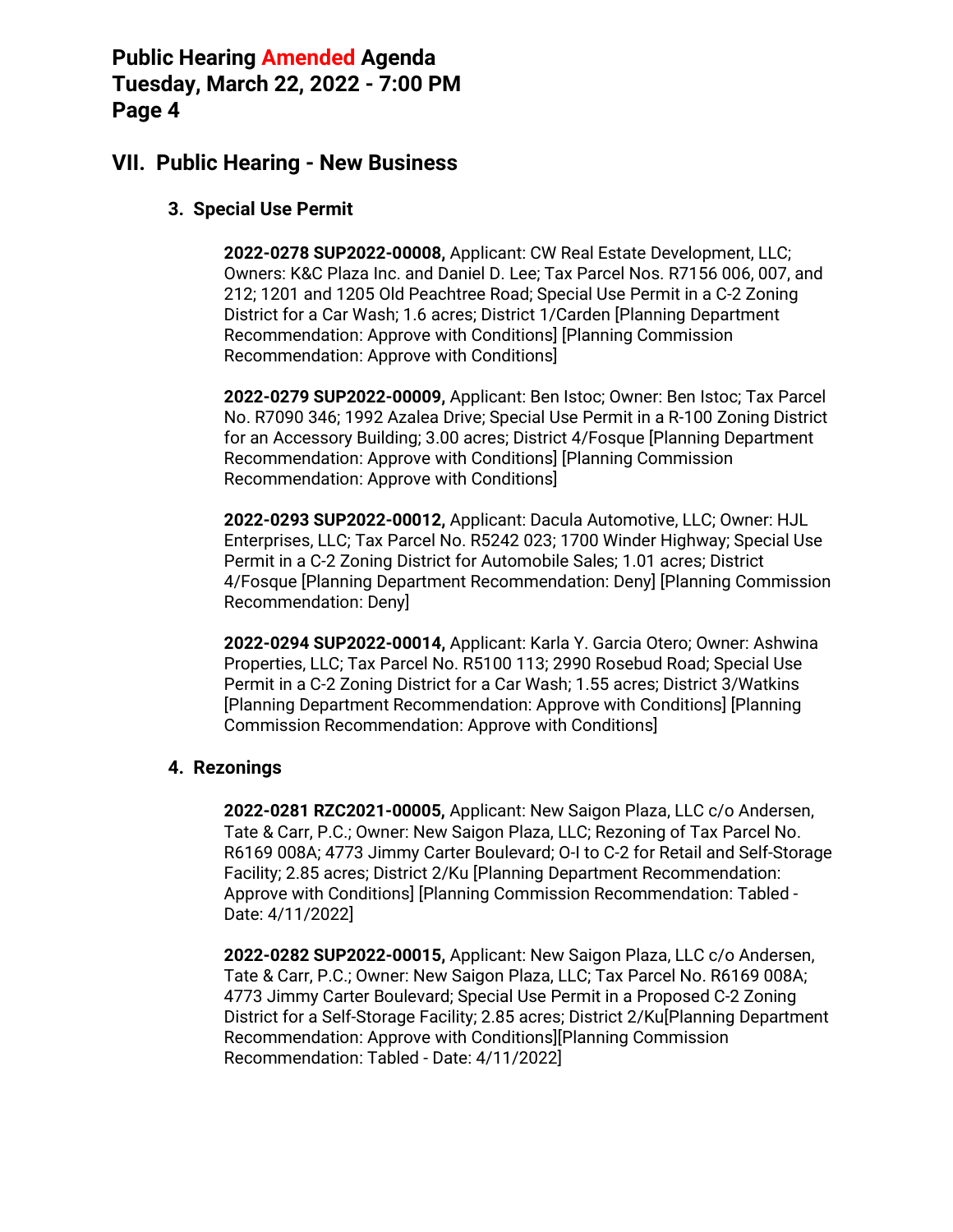## VII. Public Hearing - New Business

### 3. Special Use Permit

**2022-0278 SUP2022-00008,** Applicant: CW Real Estate Development, LLC; Owners: K&C Plaza Inc. and Daniel D. Lee; Tax Parcel Nos. R7156 006, 007, and 212; 1201 and 1205 Old Peachtree Road; Special Use Permit in a C-2 Zoning District for a Car Wash; 1.6 acres; District 1/Carden [Planning Department Recommendation: Approve with Conditions] [Planning Commission Recommendation: Approve with Conditions]

**2022-0279 SUP2022-00009,** Applicant: Ben Istoc; Owner: Ben Istoc; Tax Parcel No. R7090 346; 1992 Azalea Drive; Special Use Permit in a R-100 Zoning District for an Accessory Building; 3.00 acres; District 4/Fosque [Planning Department Recommendation: Approve with Conditions] [Planning Commission Recommendation: Approve with Conditions]

**2022-0293 SUP2022-00012,** Applicant: Dacula Automotive, LLC; Owner: HJL Enterprises, LLC; Tax Parcel No. R5242 023; 1700 Winder Highway; Special Use Permit in a C-2 Zoning District for Automobile Sales; 1.01 acres; District 4/Fosque [Planning Department Recommendation: Deny] [Planning Commission Recommendation: Deny]

**2022-0294 SUP2022-00014,** Applicant: Karla Y. Garcia Otero; Owner: Ashwina Properties, LLC; Tax Parcel No. R5100 113; 2990 Rosebud Road; Special Use Permit in a C-2 Zoning District for a Car Wash; 1.55 acres; District 3/Watkins [Planning Department Recommendation: Approve with Conditions] [Planning Commission Recommendation: Approve with Conditions]

### 4. Rezonings

**2022-0281 RZC2021-00005,** Applicant: New Saigon Plaza, LLC c/o Andersen, Tate & Carr, P.C.; Owner: New Saigon Plaza, LLC; Rezoning of Tax Parcel No. R6169 008A; 4773 Jimmy Carter Boulevard; O-I to C-2 for Retail and Self-Storage Facility; 2.85 acres; District 2/Ku [Planning Department Recommendation: Approve with Conditions] [Planning Commission Recommendation: Tabled - Date: 4/11/2022]

**2022-0282 SUP2022-00015,** Applicant: New Saigon Plaza, LLC c/o Andersen, Tate & Carr, P.C.; Owner: New Saigon Plaza, LLC; Tax Parcel No. R6169 008A; 4773 Jimmy Carter Boulevard; Special Use Permit in a Proposed C-2 Zoning District for a Self-Storage Facility; 2.85 acres; District 2/Ku[Planning Department Recommendation: Approve with Conditions][Planning Commission Recommendation: Tabled - Date: 4/11/2022]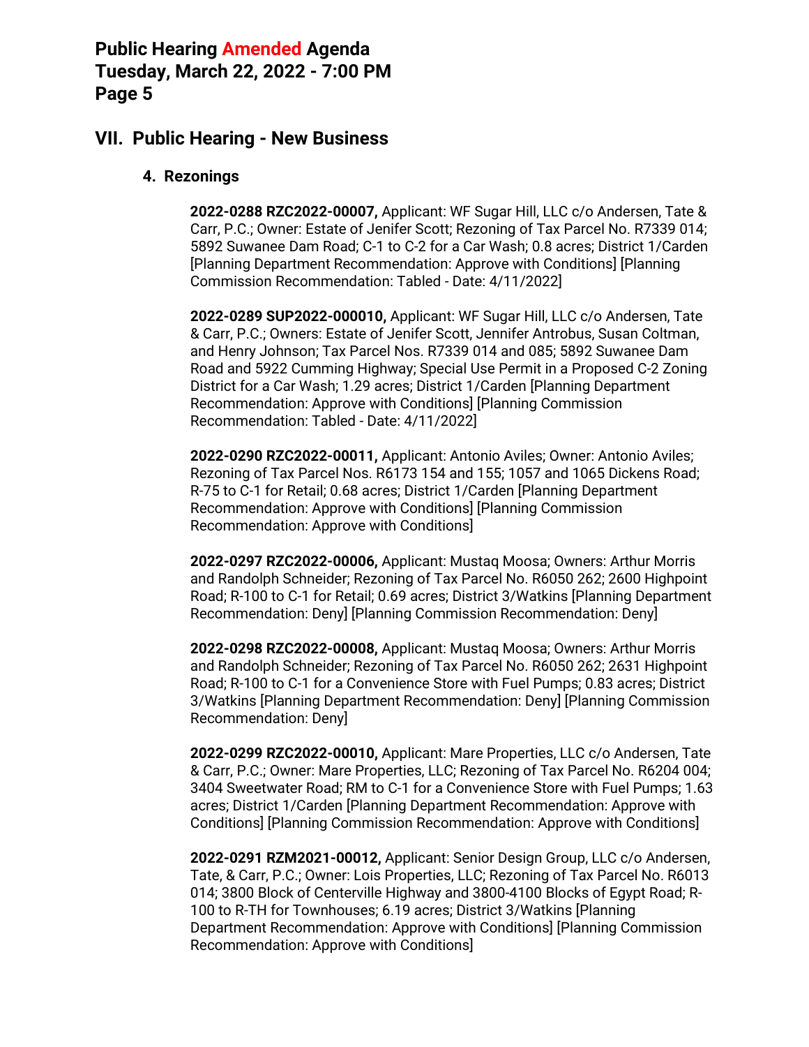## VII. Public Hearing - New Business

### 4. Rezonings

**2022-0288 RZC2022-00007,** Applicant: WF Sugar Hill, LLC c/o Andersen, Tate & Carr, P.C.; Owner: Estate of Jenifer Scott; Rezoning of Tax Parcel No. R7339 014; 5892 Suwanee Dam Road; C-1 to C-2 for a Car Wash; 0.8 acres; District 1/Carden [Planning Department Recommendation: Approve with Conditions] [Planning Commission Recommendation: Tabled - Date: 4/11/2022]

**2022-0289 SUP2022-000010,** Applicant: WF Sugar Hill, LLC c/o Andersen, Tate & Carr, P.C.; Owners: Estate of Jenifer Scott, Jennifer Antrobus, Susan Coltman, and Henry Johnson; Tax Parcel Nos. R7339 014 and 085; 5892 Suwanee Dam Road and 5922 Cumming Highway; Special Use Permit in a Proposed C-2 Zoning District for a Car Wash; 1.29 acres; District 1/Carden [Planning Department Recommendation: Approve with Conditions] [Planning Commission Recommendation: Tabled - Date: 4/11/2022]

**2022-0290 RZC2022-00011,** Applicant: Antonio Aviles; Owner: Antonio Aviles; Rezoning of Tax Parcel Nos. R6173 154 and 155; 1057 and 1065 Dickens Road; R-75 to C-1 for Retail; 0.68 acres; District 1/Carden [Planning Department Recommendation: Approve with Conditions] [Planning Commission Recommendation: Approve with Conditions]

**2022-0297 RZC2022-00006,** Applicant: Mustaq Moosa; Owners: Arthur Morris and Randolph Schneider; Rezoning of Tax Parcel No. R6050 262; 2600 Highpoint Road; R-100 to C-1 for Retail; 0.69 acres; District 3/Watkins [Planning Department Recommendation: Deny] [Planning Commission Recommendation: Deny]

**2022-0298 RZC2022-00008,** Applicant: Mustaq Moosa; Owners: Arthur Morris and Randolph Schneider; Rezoning of Tax Parcel No. R6050 262; 2631 Highpoint Road; R-100 to C-1 for a Convenience Store with Fuel Pumps; 0.83 acres; District 3/Watkins [Planning Department Recommendation: Deny] [Planning Commission Recommendation: Deny]

**2022-0299 RZC2022-00010,** Applicant: Mare Properties, LLC c/o Andersen, Tate & Carr, P.C.; Owner: Mare Properties, LLC; Rezoning of Tax Parcel No. R6204 004; 3404 Sweetwater Road; RM to C-1 for a Convenience Store with Fuel Pumps; 1.63 acres; District 1/Carden [Planning Department Recommendation: Approve with Conditions] [Planning Commission Recommendation: Approve with Conditions]

**2022-0291 RZM2021-00012,** Applicant: Senior Design Group, LLC c/o Andersen, Tate, & Carr, P.C.; Owner: Lois Properties, LLC; Rezoning of Tax Parcel No. R6013 014; 3800 Block of Centerville Highway and 3800-4100 Blocks of Egypt Road; R-100 to R-TH for Townhouses; 6.19 acres; District 3/Watkins [Planning Department Recommendation: Approve with Conditions] [Planning Commission Recommendation: Approve with Conditions]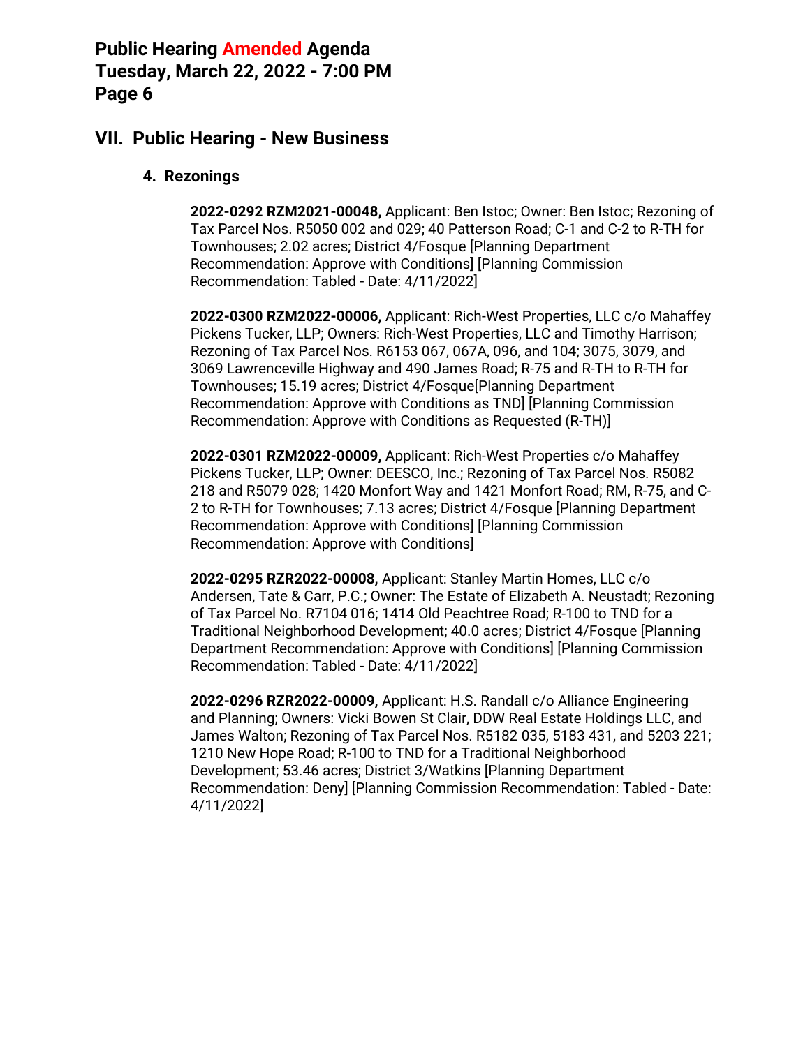## VII. Public Hearing - New Business

### 4. Rezonings

**2022-0292 RZM2021-00048,** Applicant: Ben Istoc; Owner: Ben Istoc; Rezoning of Tax Parcel Nos. R5050 002 and 029; 40 Patterson Road; C-1 and C-2 to R-TH for Townhouses; 2.02 acres; District 4/Fosque [Planning Department Recommendation: Approve with Conditions] [Planning Commission Recommendation: Tabled - Date: 4/11/2022]

**2022-0300 RZM2022-00006,** Applicant: Rich-West Properties, LLC c/o Mahaffey Pickens Tucker, LLP; Owners: Rich-West Properties, LLC and Timothy Harrison; Rezoning of Tax Parcel Nos. R6153 067, 067A, 096, and 104; 3075, 3079, and 3069 Lawrenceville Highway and 490 James Road; R-75 and R-TH to R-TH for Townhouses; 15.19 acres; District 4/Fosque[Planning Department Recommendation: Approve with Conditions as TND] [Planning Commission Recommendation: Approve with Conditions as Requested (R-TH)]

**2022-0301 RZM2022-00009,** Applicant: Rich-West Properties c/o Mahaffey Pickens Tucker, LLP; Owner: DEESCO, Inc.; Rezoning of Tax Parcel Nos. R5082 218 and R5079 028; 1420 Monfort Way and 1421 Monfort Road; RM, R-75, and C-2 to R-TH for Townhouses; 7.13 acres; District 4/Fosque [Planning Department Recommendation: Approve with Conditions] [Planning Commission Recommendation: Approve with Conditions]

**2022-0295 RZR2022-00008,** Applicant: Stanley Martin Homes, LLC c/o Andersen, Tate & Carr, P.C.; Owner: The Estate of Elizabeth A. Neustadt; Rezoning of Tax Parcel No. R7104 016; 1414 Old Peachtree Road; R-100 to TND for a Traditional Neighborhood Development; 40.0 acres; District 4/Fosque [Planning Department Recommendation: Approve with Conditions] [Planning Commission Recommendation: Tabled - Date: 4/11/2022]

**2022-0296 RZR2022-00009,** Applicant: H.S. Randall c/o Alliance Engineering and Planning; Owners: Vicki Bowen St Clair, DDW Real Estate Holdings LLC, and James Walton; Rezoning of Tax Parcel Nos. R5182 035, 5183 431, and 5203 221; 1210 New Hope Road; R-100 to TND for a Traditional Neighborhood Development; 53.46 acres; District 3/Watkins [Planning Department Recommendation: Deny] [Planning Commission Recommendation: Tabled - Date: 4/11/2022]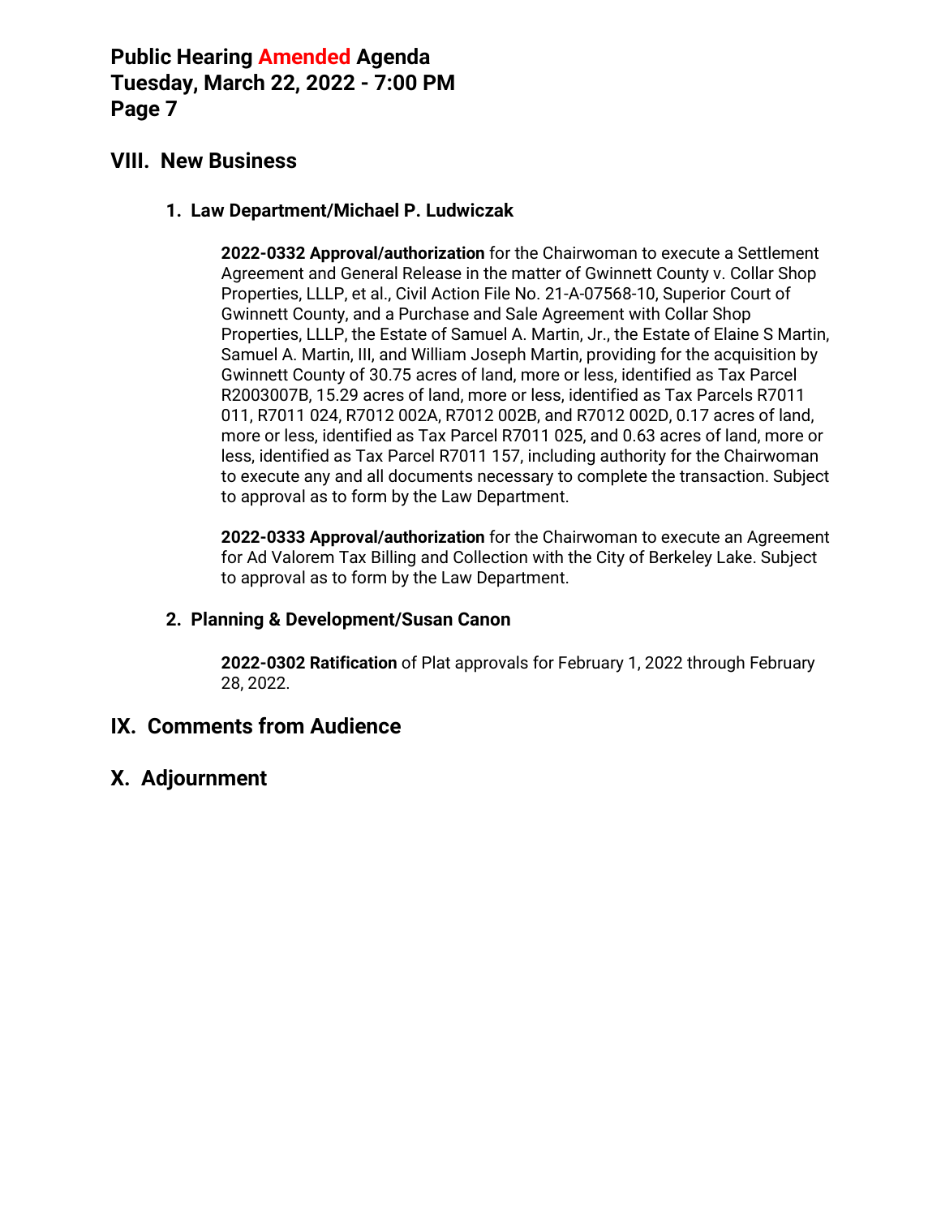## VIII. New Business

### 1. Law Department/Michael P. Ludwiczak

**2022-0332 Approval/authorization** for the Chairwoman to execute a Settlement Agreement and General Release in the matter of Gwinnett County v. Collar Shop Properties, LLLP, et al., Civil Action File No. 21-A-07568-10, Superior Court of Gwinnett County, and a Purchase and Sale Agreement with Collar Shop Properties, LLLP, the Estate of Samuel A. Martin, Jr., the Estate of Elaine S Martin, Samuel A. Martin, III, and William Joseph Martin, providing for the acquisition by Gwinnett County of 30.75 acres of land, more or less, identified as Tax Parcel R2003007B, 15.29 acres of land, more or less, identified as Tax Parcels R7011 011, R7011 024, R7012 002A, R7012 002B, and R7012 002D, 0.17 acres of land, more or less, identified as Tax Parcel R7011 025, and 0.63 acres of land, more or less, identified as Tax Parcel R7011 157, including authority for the Chairwoman to execute any and all documents necessary to complete the transaction. Subject to approval as to form by the Law Department.

**2022-0333 Approval/authorization** for the Chairwoman to execute an Agreement for Ad Valorem Tax Billing and Collection with the City of Berkeley Lake. Subject to approval as to form by the Law Department.

### 2. Planning & Development/Susan Canon

**2022-0302 Ratification** of Plat approvals for February 1, 2022 through February 28, 2022.

## IX. Comments from Audience

## X. Adjournment